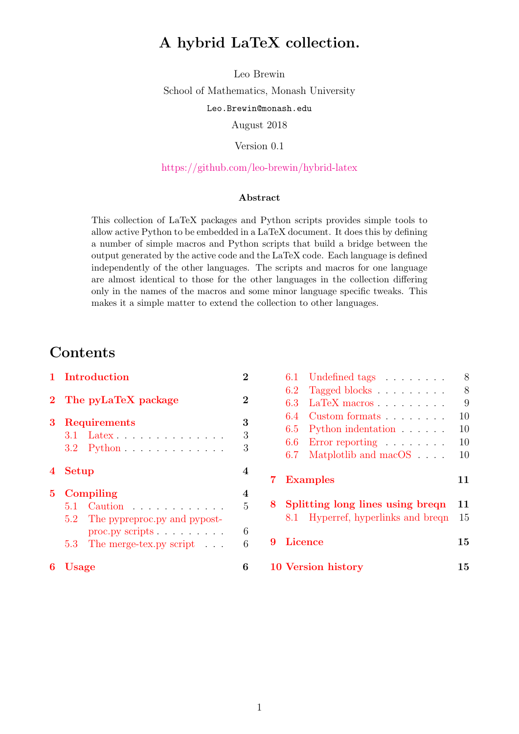# A hybrid LaTeX collection.

Leo Brewin

School of Mathematics, Monash University

`Leo.Brewin@monash.edu`

August 2018

Version 0.1

https://github.com/leo-brewin/hybrid-latex

**Abstract**

This collection of LaTeX packages and Python scripts provides simple tools to allow active Python to be embedded in a LaTeX document. It does this by defining a number of simple macros and Python scripts that build a bridge between the output generated by the active code and the LaTeX code. Each language is defined independently of the other languages. The scripts and macros for one language are almost identical to those for the other languages in the collection differing only in the names of the macros and some minor language specific tweaks. This makes it a simple matter to extend the collection to other languages.

## Contents

- **1 Introduction** — 2
- **2 The pyLaTeX package** — 2
- **3 Requirements** — 3
  - 3.1 Latex — 3
  - 3.2 Python — 3
- **4 Setup** — 4
- **5 Compiling** — 4
  - 5.1 Caution — 5
  - 5.2 The pypreproc.py and pypostproc.py scripts — 6
  - 5.3 The merge-tex.py script — 6
- **6 Usage** — 6
  - 6.1 Undefined tags — 8
  - 6.2 Tagged blocks — 8
  - 6.3 LaTeX macros — 9
  - 6.4 Custom formats — 10
  - 6.5 Python indentation — 10
  - 6.6 Error reporting — 10
  - 6.7 Matplotlib and macOS — 10
- **7 Examples** — 11
- **8 Splitting long lines using breqn** — 11
  - 8.1 Hyperref, hyperlinks and breqn — 15
- **9 Licence** — 15
- **10 Version history** — 15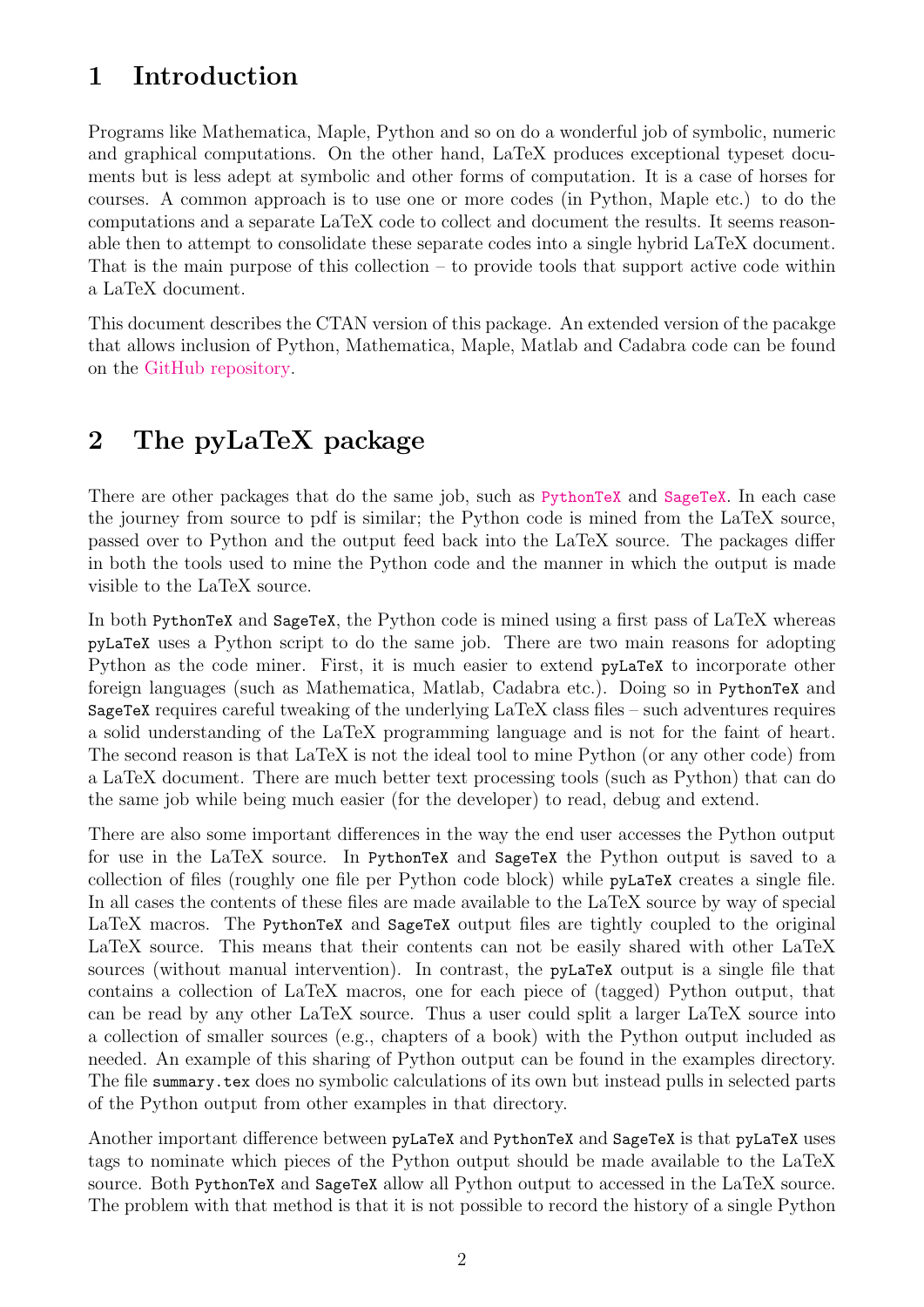# 1 Introduction

Programs like Mathematica, Maple, Python and so on do a wonderful job of symbolic, numeric and graphical computations. On the other hand, LaTeX produces exceptional typeset documents but is less adept at symbolic and other forms of computation. It is a case of horses for courses. A common approach is to use one or more codes (in Python, Maple etc.) to do the computations and a separate LaTeX code to collect and document the results. It seems reasonable then to attempt to consolidate these separate codes into a single hybrid LaTeX document. That is the main purpose of this collection – to provide tools that support active code within a LaTeX document.

This document describes the CTAN version of this package. An extended version of the pacakge that allows inclusion of Python, Mathematica, Maple, Matlab and Cadabra code can be found on the GitHub repository.

# 2 The pyLaTeX package

There are other packages that do the same job, such as `PythonTeX` and `SageTeX`. In each case the journey from source to pdf is similar; the Python code is mined from the LaTeX source, passed over to Python and the output feed back into the LaTeX source. The packages differ in both the tools used to mine the Python code and the manner in which the output is made visible to the LaTeX source.

In both `PythonTeX` and `SageTeX`, the Python code is mined using a first pass of LaTeX whereas `pyLaTeX` uses a Python script to do the same job. There are two main reasons for adopting Python as the code miner. First, it is much easier to extend `pyLaTeX` to incorporate other foreign languages (such as Mathematica, Matlab, Cadabra etc.). Doing so in `PythonTeX` and `SageTeX` requires careful tweaking of the underlying LaTeX class files – such adventures requires a solid understanding of the LaTeX programming language and is not for the faint of heart. The second reason is that LaTeX is not the ideal tool to mine Python (or any other code) from a LaTeX document. There are much better text processing tools (such as Python) that can do the same job while being much easier (for the developer) to read, debug and extend.

There are also some important differences in the way the end user accesses the Python output for use in the LaTeX source. In `PythonTeX` and `SageTeX` the Python output is saved to a collection of files (roughly one file per Python code block) while `pyLaTeX` creates a single file. In all cases the contents of these files are made available to the LaTeX source by way of special LaTeX macros. The `PythonTeX` and `SageTeX` output files are tightly coupled to the original LaTeX source. This means that their contents can not be easily shared with other LaTeX sources (without manual intervention). In contrast, the `pyLaTeX` output is a single file that contains a collection of LaTeX macros, one for each piece of (tagged) Python output, that can be read by any other LaTeX source. Thus a user could split a larger LaTeX source into a collection of smaller sources (e.g., chapters of a book) with the Python output included as needed. An example of this sharing of Python output can be found in the examples directory. The file `summary.tex` does no symbolic calculations of its own but instead pulls in selected parts of the Python output from other examples in that directory.

Another important difference between `pyLaTeX` and `PythonTeX` and `SageTeX` is that `pyLaTeX` uses tags to nominate which pieces of the Python output should be made available to the LaTeX source. Both `PythonTeX` and `SageTeX` allow all Python output to accessed in the LaTeX source. The problem with that method is that it is not possible to record the history of a single Python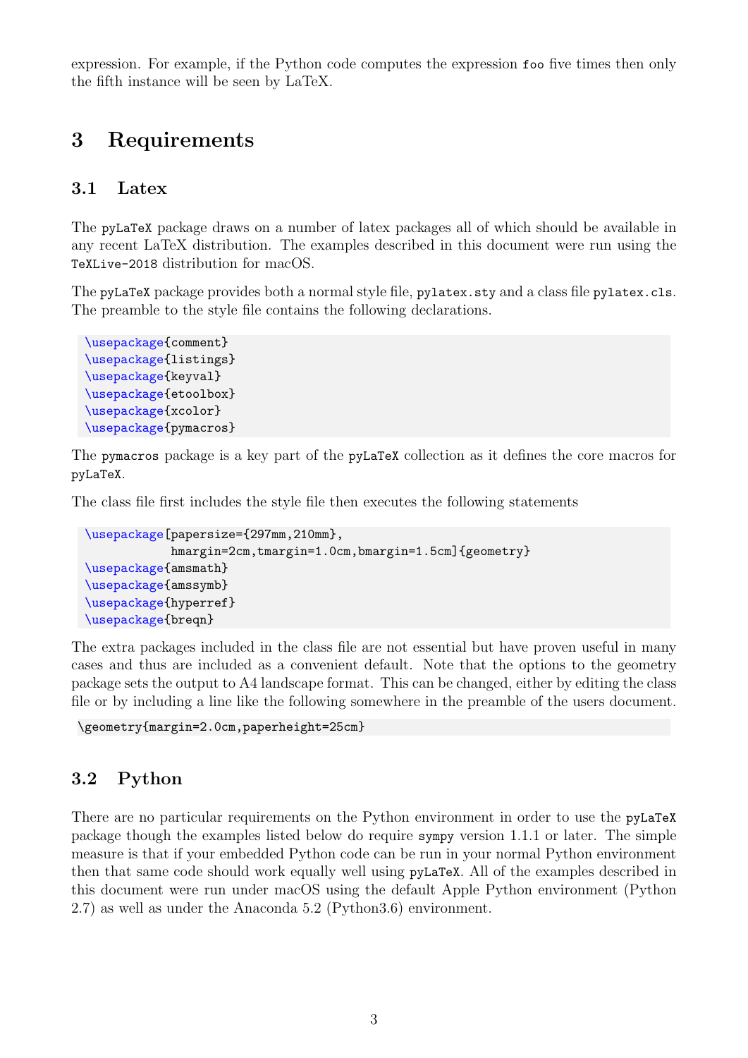expression. For example, if the Python code computes the expression `foo` five times then only the fifth instance will be seen by LaTeX.

# 3 Requirements

## 3.1 Latex

The `pyLaTeX` package draws on a number of latex packages all of which should be available in any recent LaTeX distribution. The examples described in this document were run using the `TeXLive-2018` distribution for macOS.

The `pyLaTeX` package provides both a normal style file, `pylatex.sty` and a class file `pylatex.cls`. The preamble to the style file contains the following declarations.

```
\usepackage{comment}
\usepackage{listings}
\usepackage{keyval}
\usepackage{etoolbox}
\usepackage{xcolor}
\usepackage{pymacros}
```

The `pymacros` package is a key part of the `pyLaTeX` collection as it defines the core macros for `pyLaTeX`.

The class file first includes the style file then executes the following statements

```
\usepackage[papersize={297mm,210mm},
            hmargin=2cm,tmargin=1.0cm,bmargin=1.5cm]{geometry}
\usepackage{amsmath}
\usepackage{amssymb}
\usepackage{hyperref}
\usepackage{breqn}
```

The extra packages included in the class file are not essential but have proven useful in many cases and thus are included as a convenient default. Note that the options to the geometry package sets the output to A4 landscape format. This can be changed, either by editing the class file or by including a line like the following somewhere in the preamble of the users document.

```
\geometry{margin=2.0cm,paperheight=25cm}
```

## 3.2 Python

There are no particular requirements on the Python environment in order to use the `pyLaTeX` package though the examples listed below do require `sympy` version 1.1.1 or later. The simple measure is that if your embedded Python code can be run in your normal Python environment then that same code should work equally well using `pyLaTeX`. All of the examples described in this document were run under macOS using the default Apple Python environment (Python 2.7) as well as under the Anaconda 5.2 (Python3.6) environment.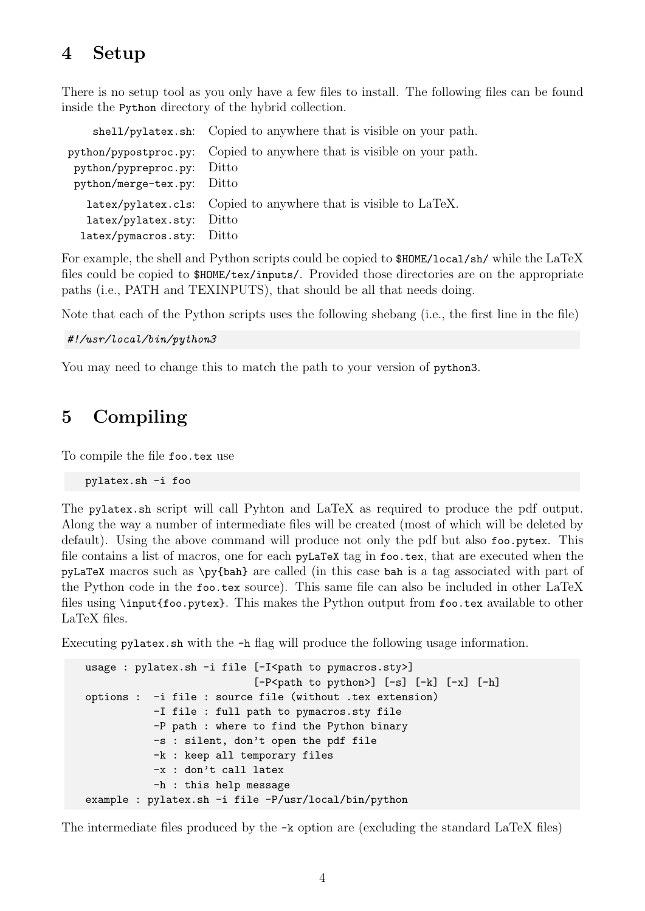## 4 Setup

There is no setup tool as you only have a few files to install. The following files can be found inside the `Python` directory of the hybrid collection.

| | |
|---|---|
| `shell/pylatex.sh`: | Copied to anywhere that is visible on your path. |
| `python/pypostproc.py`: | Copied to anywhere that is visible on your path. |
| `python/pypreproc.py`: | Ditto |
| `python/merge-tex.py`: | Ditto |
| `latex/pylatex.cls`: | Copied to anywhere that is visible to LaTeX. |
| `latex/pylatex.sty`: | Ditto |
| `latex/pymacros.sty`: | Ditto |

For example, the shell and Python scripts could be copied to `$HOME/local/sh/` while the LaTeX files could be copied to `$HOME/tex/inputs/`. Provided those directories are on the appropriate paths (i.e., PATH and TEXINPUTS), that should be all that needs doing.

Note that each of the Python scripts uses the following shebang (i.e., the first line in the file)

```
#!/usr/local/bin/python3
```

You may need to change this to match the path to your version of `python3`.

## 5 Compiling

To compile the file `foo.tex` use

```
pylatex.sh -i foo
```

The `pylatex.sh` script will call Pyhton and LaTeX as required to produce the pdf output. Along the way a number of intermediate files will be created (most of which will be deleted by default). Using the above command will produce not only the pdf but also `foo.pytex`. This file contains a list of macros, one for each `pyLaTeX` tag in `foo.tex`, that are executed when the `pyLaTeX` macros such as `\py{bah}` are called (in this case `bah` is a tag associated with part of the Python code in the `foo.tex` source). This same file can also be included in other LaTeX files using `\input{foo.pytex}`. This makes the Python output from `foo.tex` available to other LaTeX files.

Executing `pylatex.sh` with the `-h` flag will produce the following usage information.

```
usage : pylatex.sh -i file [-I<path to pymacros.sty>]
                           [-P<path to python>] [-s] [-k] [-x] [-h]
options :  -i file : source file (without .tex extension)
           -I file : full path to pymacros.sty file
           -P path : where to find the Python binary
           -s : silent, don't open the pdf file
           -k : keep all temporary files
           -x : don't call latex
           -h : this help message
example : pylatex.sh -i file -P/usr/local/bin/python
```

The intermediate files produced by the `-k` option are (excluding the standard LaTeX files)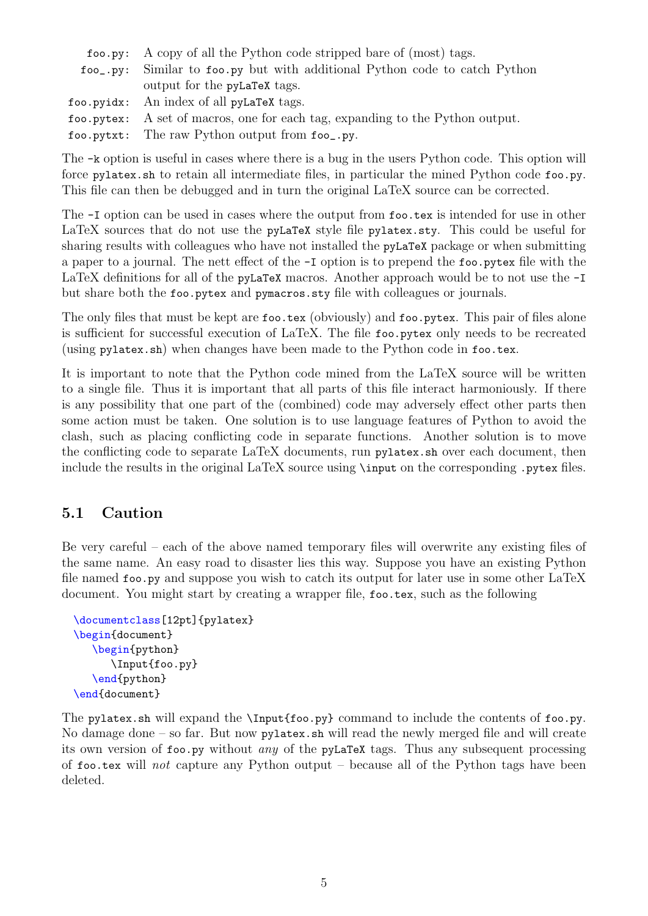`foo.py`: A copy of all the Python code stripped bare of (most) tags.

`foo_.py`: Similar to `foo.py` but with additional Python code to catch Python output for the `pyLaTeX` tags.

`foo.pyidx`: An index of all `pyLaTeX` tags.

`foo.pytex`: A set of macros, one for each tag, expanding to the Python output.

`foo.pytxt`: The raw Python output from `foo_.py`.

The `-k` option is useful in cases where there is a bug in the users Python code. This option will force `pylatex.sh` to retain all intermediate files, in particular the mined Python code `foo.py`. This file can then be debugged and in turn the original LaTeX source can be corrected.

The `-I` option can be used in cases where the output from `foo.tex` is intended for use in other LaTeX sources that do not use the `pyLaTeX` style file `pylatex.sty`. This could be useful for sharing results with colleagues who have not installed the `pyLaTeX` package or when submitting a paper to a journal. The nett effect of the `-I` option is to prepend the `foo.pytex` file with the LaTeX definitions for all of the `pyLaTeX` macros. Another approach would be to not use the `-I` but share both the `foo.pytex` and `pymacros.sty` file with colleagues or journals.

The only files that must be kept are `foo.tex` (obviously) and `foo.pytex`. This pair of files alone is sufficient for successful execution of LaTeX. The file `foo.pytex` only needs to be recreated (using `pylatex.sh`) when changes have been made to the Python code in `foo.tex`.

It is important to note that the Python code mined from the LaTeX source will be written to a single file. Thus it is important that all parts of this file interact harmoniously. If there is any possibility that one part of the (combined) code may adversely effect other parts then some action must be taken. One solution is to use language features of Python to avoid the clash, such as placing conflicting code in separate functions. Another solution is to move the conflicting code to separate LaTeX documents, run `pylatex.sh` over each document, then include the results in the original LaTeX source using `\input` on the corresponding `.pytex` files.

## 5.1 Caution

Be very careful – each of the above named temporary files will overwrite any existing files of the same name. An easy road to disaster lies this way. Suppose you have an existing Python file named `foo.py` and suppose you wish to catch its output for later use in some other LaTeX document. You might start by creating a wrapper file, `foo.tex`, such as the following

```
\documentclass[12pt]{pylatex}
\begin{document}
   \begin{python}
      \Input{foo.py}
   \end{python}
\end{document}
```

The `pylatex.sh` will expand the `\Input{foo.py}` command to include the contents of `foo.py`. No damage done – so far. But now `pylatex.sh` will read the newly merged file and will create its own version of `foo.py` without *any* of the `pyLaTeX` tags. Thus any subsequent processing of `foo.tex` will *not* capture any Python output – because all of the Python tags have been deleted.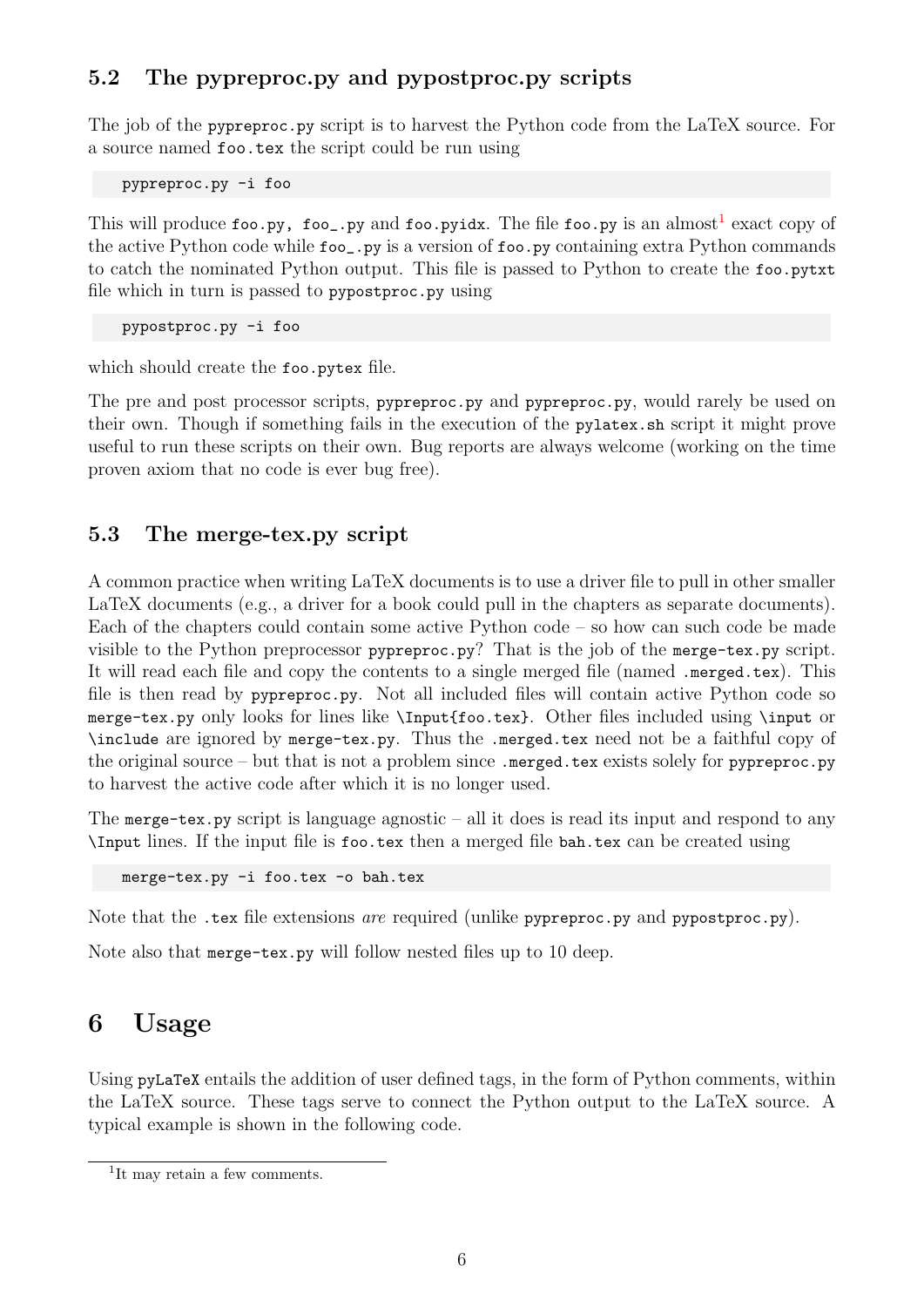### 5.2 The pypreproc.py and pypostproc.py scripts

The job of the `pypreproc.py` script is to harvest the Python code from the LaTeX source. For a source named `foo.tex` the script could be run using

```
pypreproc.py -i foo
```

This will produce `foo.py, foo_.py` and `foo.pyidx`. The file `foo.py` is an almost[1] exact copy of the active Python code while `foo_.py` is a version of `foo.py` containing extra Python commands to catch the nominated Python output. This file is passed to Python to create the `foo.pytxt` file which in turn is passed to `pypostproc.py` using

```
pypostproc.py -i foo
```

which should create the `foo.pytex` file.

The pre and post processor scripts, `pypreproc.py` and `pypreproc.py`, would rarely be used on their own. Though if something fails in the execution of the `pylatex.sh` script it might prove useful to run these scripts on their own. Bug reports are always welcome (working on the time proven axiom that no code is ever bug free).

### 5.3 The merge-tex.py script

A common practice when writing LaTeX documents is to use a driver file to pull in other smaller LaTeX documents (e.g., a driver for a book could pull in the chapters as separate documents). Each of the chapters could contain some active Python code – so how can such code be made visible to the Python preprocessor `pypreproc.py`? That is the job of the `merge-tex.py` script. It will read each file and copy the contents to a single merged file (named `.merged.tex`). This file is then read by `pypreproc.py`. Not all included files will contain active Python code so `merge-tex.py` only looks for lines like `\Input{foo.tex}`. Other files included using `\input` or `\include` are ignored by `merge-tex.py`. Thus the `.merged.tex` need not be a faithful copy of the original source – but that is not a problem since `.merged.tex` exists solely for `pypreproc.py` to harvest the active code after which it is no longer used.

The `merge-tex.py` script is language agnostic – all it does is read its input and respond to any `\Input` lines. If the input file is `foo.tex` then a merged file `bah.tex` can be created using

```
merge-tex.py -i foo.tex -o bah.tex
```

Note that the `.tex` file extensions *are* required (unlike `pypreproc.py` and `pypostproc.py`).

Note also that `merge-tex.py` will follow nested files up to 10 deep.

## 6 Usage

Using `pyLaTeX` entails the addition of user defined tags, in the form of Python comments, within the LaTeX source. These tags serve to connect the Python output to the LaTeX source. A typical example is shown in the following code.

---

[1] It may retain a few comments.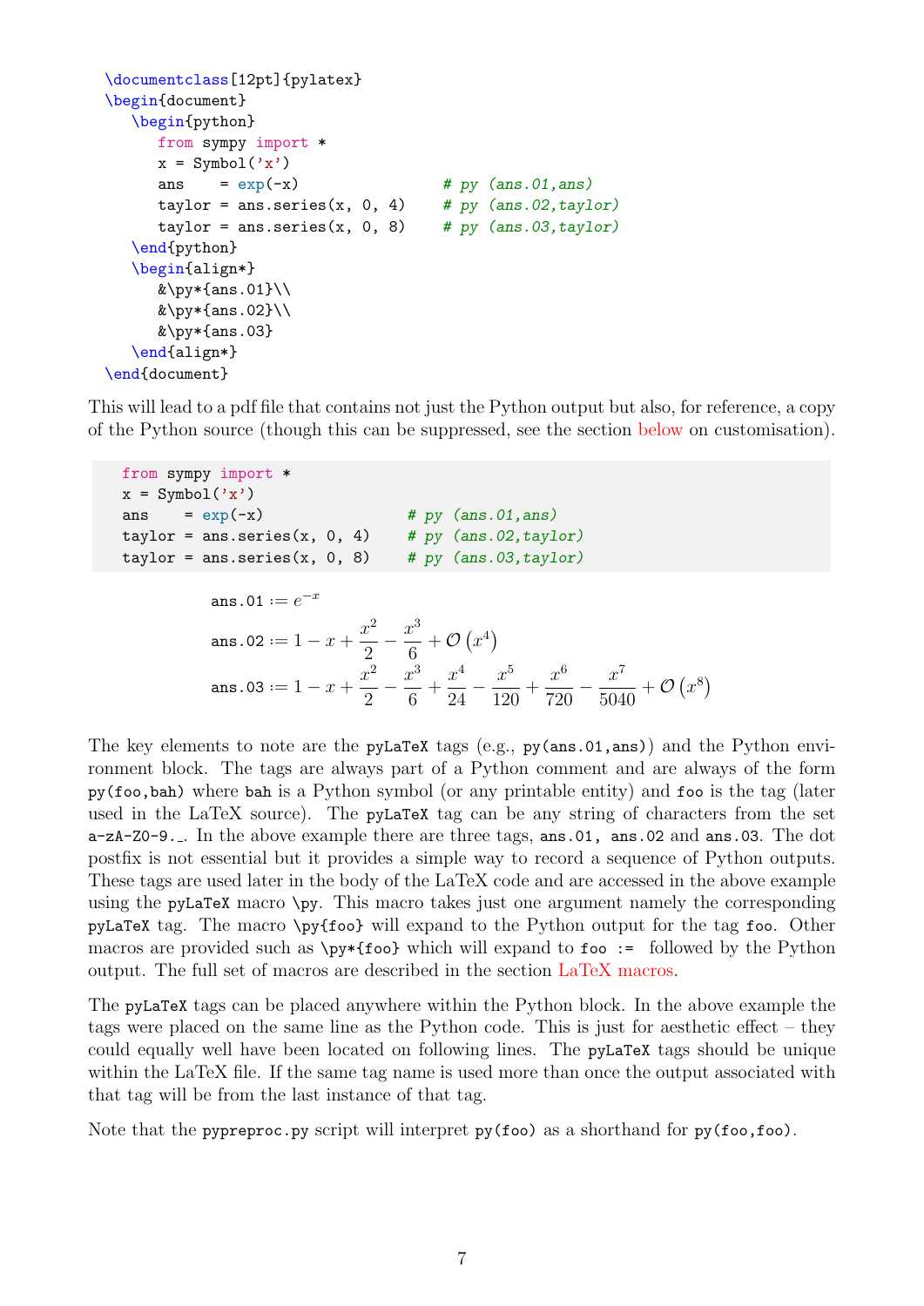```latex
\documentclass[12pt]{pylatex}
\begin{document}
   \begin{python}
      from sympy import *
      x = Symbol('x')
      ans    = exp(-x)                # py (ans.01,ans)
      taylor = ans.series(x, 0, 4)    # py (ans.02,taylor)
      taylor = ans.series(x, 0, 8)    # py (ans.03,taylor)
   \end{python}
   \begin{align*}
      &\py*{ans.01}\\
      &\py*{ans.02}\\
      &\py*{ans.03}
   \end{align*}
\end{document}
```

This will lead to a pdf file that contains not just the Python output but also, for reference, a copy of the Python source (though this can be suppressed, see the section below on customisation).

```python
from sympy import *
x = Symbol('x')
ans    = exp(-x)                # py (ans.01,ans)
taylor = ans.series(x, 0, 4)    # py (ans.02,taylor)
taylor = ans.series(x, 0, 8)    # py (ans.03,taylor)
```

$$
\begin{aligned}
&\texttt{ans.01} := e^{-x}\\
&\texttt{ans.02} := 1 - x + \frac{x^2}{2} - \frac{x^3}{6} + \mathcal{O}\left(x^4\right)\\
&\texttt{ans.03} := 1 - x + \frac{x^2}{2} - \frac{x^3}{6} + \frac{x^4}{24} - \frac{x^5}{120} + \frac{x^6}{720} - \frac{x^7}{5040} + \mathcal{O}\left(x^8\right)
\end{aligned}
$$

The key elements to note are the `pyLaTeX` tags (e.g., `py(ans.01,ans)`) and the Python environment block. The tags are always part of a Python comment and are always of the form `py(foo,bah)` where `bah` is a Python symbol (or any printable entity) and `foo` is the tag (later used in the LaTeX source). The `pyLaTeX` tag can be any string of characters from the set `a-zA-Z0-9._`. In the above example there are three tags, `ans.01, ans.02` and `ans.03`. The dot postfix is not essential but it provides a simple way to record a sequence of Python outputs. These tags are used later in the body of the LaTeX code and are accessed in the above example using the `pyLaTeX` macro `\py`. This macro takes just one argument namely the corresponding `pyLaTeX` tag. The macro `\py{foo}` will expand to the Python output for the tag `foo`. Other macros are provided such as `\py*{foo}` which will expand to `foo :=` followed by the Python output. The full set of macros are described in the section LaTeX macros.

The `pyLaTeX` tags can be placed anywhere within the Python block. In the above example the tags were placed on the same line as the Python code. This is just for aesthetic effect – they could equally well have been located on following lines. The `pyLaTeX` tags should be unique within the LaTeX file. If the same tag name is used more than once the output associated with that tag will be from the last instance of that tag.

Note that the `pypreproc.py` script will interpret `py(foo)` as a shorthand for `py(foo,foo)`.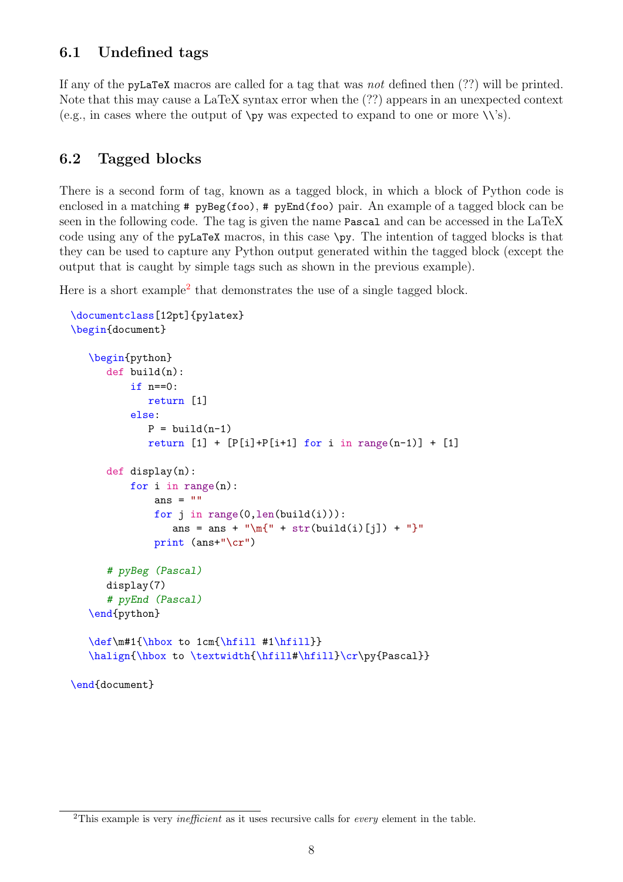### 6.1 Undefined tags

If any of the `pyLaTeX` macros are called for a tag that was *not* defined then (??) will be printed. Note that this may cause a LaTeX syntax error when the (??) appears in an unexpected context (e.g., in cases where the output of `\py` was expected to expand to one or more `\\`'s).

### 6.2 Tagged blocks

There is a second form of tag, known as a tagged block, in which a block of Python code is enclosed in a matching `# pyBeg(foo)`, `# pyEnd(foo)` pair. An example of a tagged block can be seen in the following code. The tag is given the name `Pascal` and can be accessed in the LaTeX code using any of the `pyLaTeX` macros, in this case `\py`. The intention of tagged blocks is that they can be used to capture any Python output generated within the tagged block (except the output that is caught by simple tags such as shown in the previous example).

Here is a short example[2] that demonstrates the use of a single tagged block.

```
\documentclass[12pt]{pylatex}
\begin{document}

   \begin{python}
      def build(n):
          if n==0:
             return [1]
          else:
             P = build(n-1)
             return [1] + [P[i]+P[i+1] for i in range(n-1)] + [1]

      def display(n):
          for i in range(n):
              ans = ""
              for j in range(0,len(build(i))):
                 ans = ans + "\m{" + str(build(i)[j]) + "}"
              print (ans+"\cr")

      # pyBeg (Pascal)
      display(7)
      # pyEnd (Pascal)
   \end{python}

   \def\m#1{\hbox to 1cm{\hfill #1\hfill}}
   \halign{\hbox to \textwidth{\hfill#\hfill}\cr\py{Pascal}}

\end{document}
```

[2] This example is very *inefficient* as it uses recursive calls for *every* element in the table.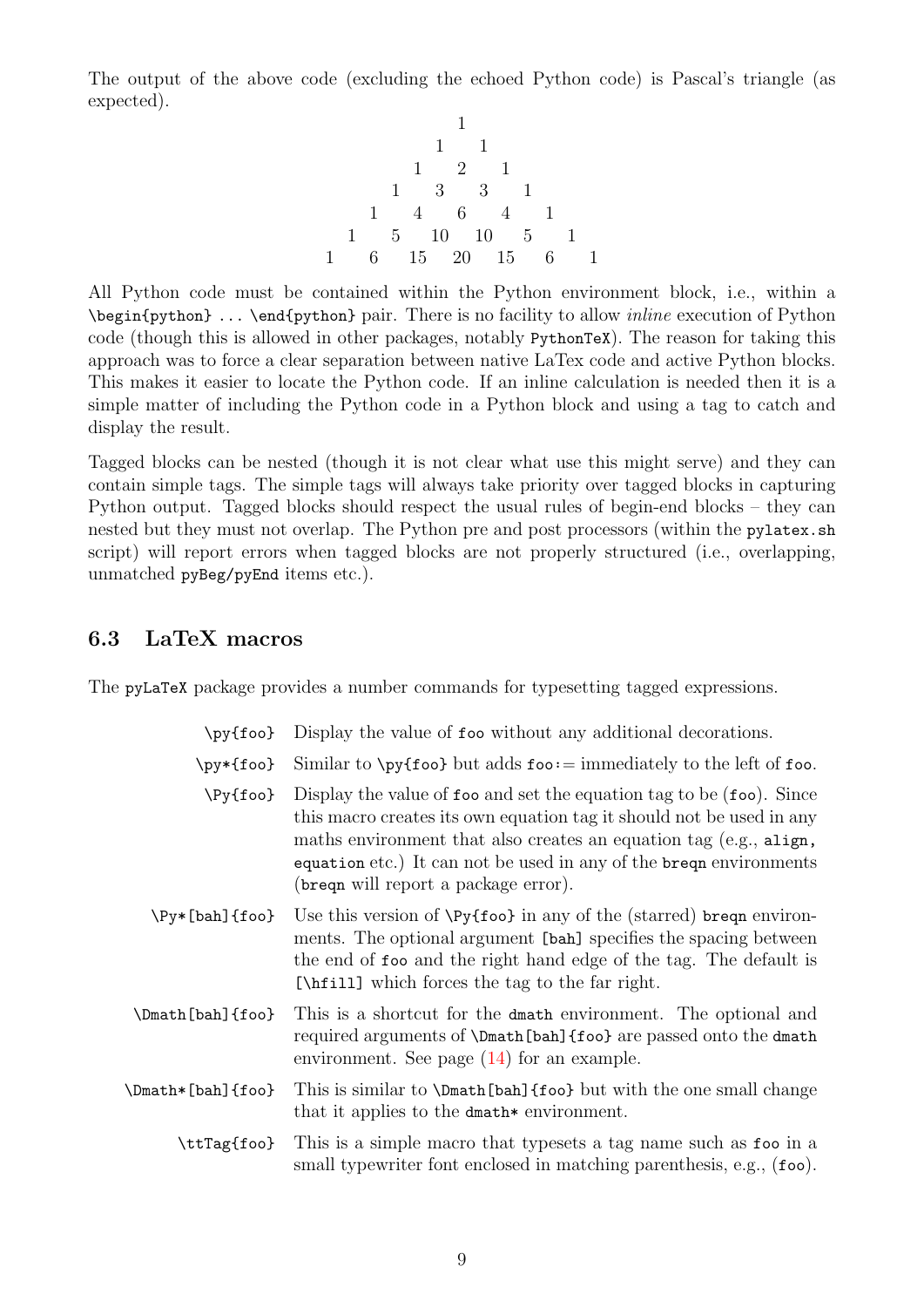The output of the above code (excluding the echoed Python code) is Pascal's triangle (as expected).

```
                  1
               1     1
            1     2     1
         1     3     3     1
      1     4     6     4     1
   1     5    10    10     5     1
1     6    15    20    15     6     1
```

All Python code must be contained within the Python environment block, i.e., within a `\begin{python} ... \end{python}` pair. There is no facility to allow *inline* execution of Python code (though this is allowed in other packages, notably `PythonTeX`). The reason for taking this approach was to force a clear separation between native LaTex code and active Python blocks. This makes it easier to locate the Python code. If an inline calculation is needed then it is a simple matter of including the Python code in a Python block and using a tag to catch and display the result.

Tagged blocks can be nested (though it is not clear what use this might serve) and they can contain simple tags. The simple tags will always take priority over tagged blocks in capturing Python output. Tagged blocks should respect the usual rules of begin-end blocks – they can nested but they must not overlap. The Python pre and post processors (within the `pylatex.sh` script) will report errors when tagged blocks are not properly structured (i.e., overlapping, unmatched `pyBeg/pyEnd` items etc.).

## 6.3 LaTeX macros

The `pyLaTeX` package provides a number commands for typesetting tagged expressions.

| | |
|---|---|
| `\py{foo}` | Display the value of `foo` without any additional decorations. |
| `\py*{foo}` | Similar to `\py{foo}` but adds `foo`:= immediately to the left of `foo`. |
| `\Py{foo}` | Display the value of `foo` and set the equation tag to be (`foo`). Since this macro creates its own equation tag it should not be used in any maths environment that also creates an equation tag (e.g., `align`, `equation` etc.) It can not be used in any of the `breqn` environments (`breqn` will report a package error). |
| `\Py*[bah]{foo}` | Use this version of `\Py{foo}` in any of the (starred) `breqn` environments. The optional argument `[bah]` specifies the spacing between the end of `foo` and the right hand edge of the tag. The default is `[\hfill]` which forces the tag to the far right. |
| `\Dmath[bah]{foo}` | This is a shortcut for the `dmath` environment. The optional and required arguments of `\Dmath[bah]{foo}` are passed onto the `dmath` environment. See page (14) for an example. |
| `\Dmath*[bah]{foo}` | This is similar to `\Dmath[bah]{foo}` but with the one small change that it applies to the `dmath*` environment. |
| `\ttTag{foo}` | This is a simple macro that typesets a tag name such as `foo` in a small typewriter font enclosed in matching parenthesis, e.g., (`foo`). |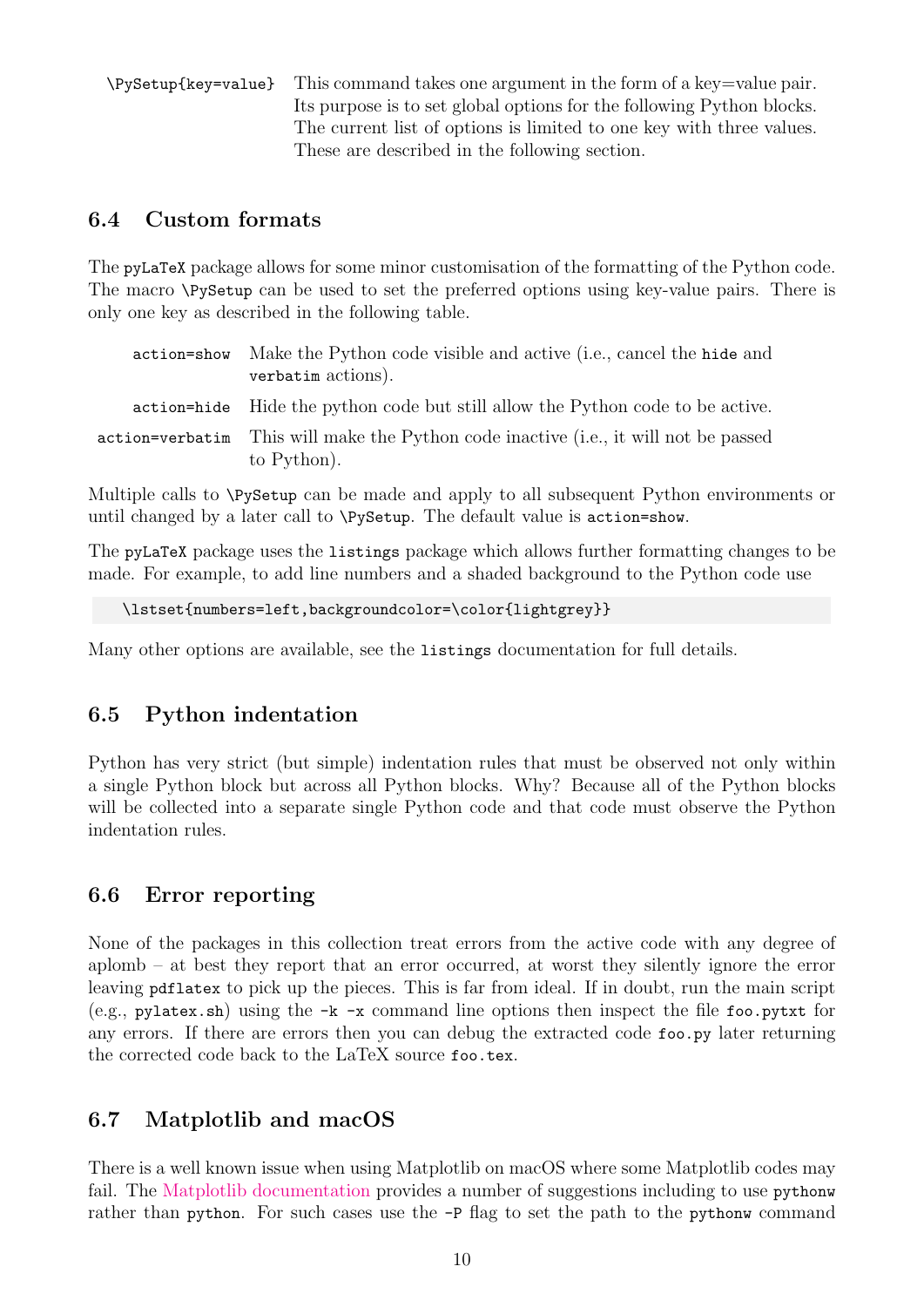`\PySetup{key=value}` This command takes one argument in the form of a key=value pair. Its purpose is to set global options for the following Python blocks. The current list of options is limited to one key with three values. These are described in the following section.

## 6.4 Custom formats

The `pyLaTeX` package allows for some minor customisation of the formatting of the Python code. The macro `\PySetup` can be used to set the preferred options using key-value pairs. There is only one key as described in the following table.

| | |
|---|---|
| `action=show` | Make the Python code visible and active (i.e., cancel the `hide` and `verbatim` actions). |
| `action=hide` | Hide the python code but still allow the Python code to be active. |
| `action=verbatim` | This will make the Python code inactive (i.e., it will not be passed to Python). |

Multiple calls to `\PySetup` can be made and apply to all subsequent Python environments or until changed by a later call to `\PySetup`. The default value is `action=show`.

The `pyLaTeX` package uses the `listings` package which allows further formatting changes to be made. For example, to add line numbers and a shaded background to the Python code use

```
\lstset{numbers=left,backgroundcolor=\color{lightgrey}}
```

Many other options are available, see the `listings` documentation for full details.

## 6.5 Python indentation

Python has very strict (but simple) indentation rules that must be observed not only within a single Python block but across all Python blocks. Why? Because all of the Python blocks will be collected into a separate single Python code and that code must observe the Python indentation rules.

## 6.6 Error reporting

None of the packages in this collection treat errors from the active code with any degree of aplomb – at best they report that an error occurred, at worst they silently ignore the error leaving `pdflatex` to pick up the pieces. This is far from ideal. If in doubt, run the main script (e.g., `pylatex.sh`) using the `-k -x` command line options then inspect the file `foo.pytxt` for any errors. If there are errors then you can debug the extracted code `foo.py` later returning the corrected code back to the LaTeX source `foo.tex`.

## 6.7 Matplotlib and macOS

There is a well known issue when using Matplotlib on macOS where some Matplotlib codes may fail. The Matplotlib documentation provides a number of suggestions including to use `pythonw` rather than `python`. For such cases use the `-P` flag to set the path to the `pythonw` command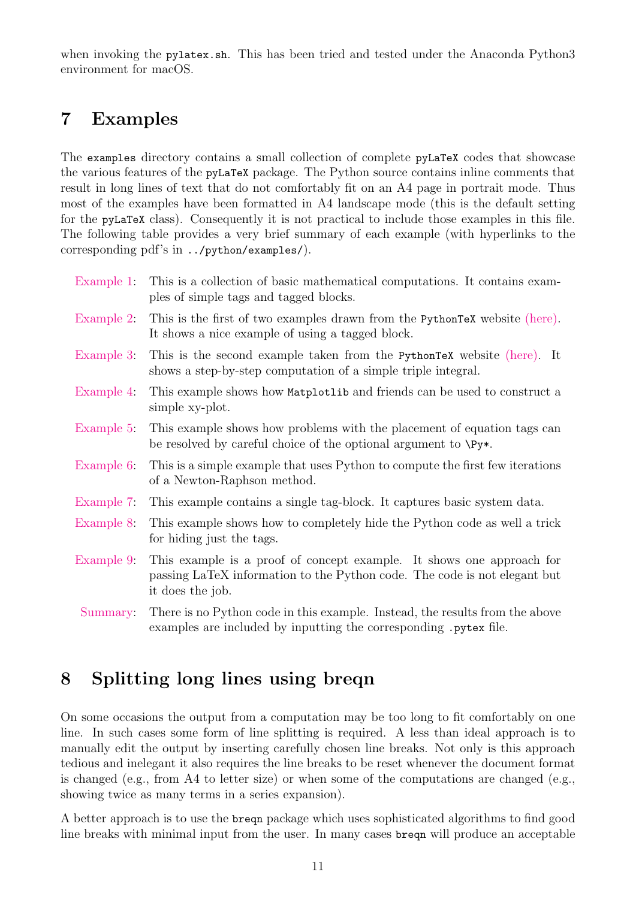when invoking the `pylatex.sh`. This has been tried and tested under the Anaconda Python3 environment for macOS.

# 7 Examples

The `examples` directory contains a small collection of complete `pyLaTeX` codes that showcase the various features of the `pyLaTeX` package. The Python source contains inline comments that result in long lines of text that do not comfortably fit on an A4 page in portrait mode. Thus most of the examples have been formatted in A4 landscape mode (this is the default setting for the `pyLaTeX` class). Consequently it is not practical to include those examples in this file. The following table provides a very brief summary of each example (with hyperlinks to the corresponding pdf's in `../python/examples/`).

- Example 1: This is a collection of basic mathematical computations. It contains examples of simple tags and tagged blocks.
- Example 2: This is the first of two examples drawn from the `PythonTeX` website (here). It shows a nice example of using a tagged block.
- Example 3: This is the second example taken from the `PythonTeX` website (here). It shows a step-by-step computation of a simple triple integral.
- Example 4: This example shows how `Matplotlib` and friends can be used to construct a simple xy-plot.
- Example 5: This example shows how problems with the placement of equation tags can be resolved by careful choice of the optional argument to `\Py*`.
- Example 6: This is a simple example that uses Python to compute the first few iterations of a Newton-Raphson method.
- Example 7: This example contains a single tag-block. It captures basic system data.
- Example 8: This example shows how to completely hide the Python code as well a trick for hiding just the tags.
- Example 9: This example is a proof of concept example. It shows one approach for passing LaTeX information to the Python code. The code is not elegant but it does the job.
- Summary: There is no Python code in this example. Instead, the results from the above examples are included by inputting the corresponding `.pytex` file.

# 8 Splitting long lines using breqn

On some occasions the output from a computation may be too long to fit comfortably on one line. In such cases some form of line splitting is required. A less than ideal approach is to manually edit the output by inserting carefully chosen line breaks. Not only is this approach tedious and inelegant it also requires the line breaks to be reset whenever the document format is changed (e.g., from A4 to letter size) or when some of the computations are changed (e.g., showing twice as many terms in a series expansion).

A better approach is to use the `breqn` package which uses sophisticated algorithms to find good line breaks with minimal input from the user. In many cases `breqn` will produce an acceptable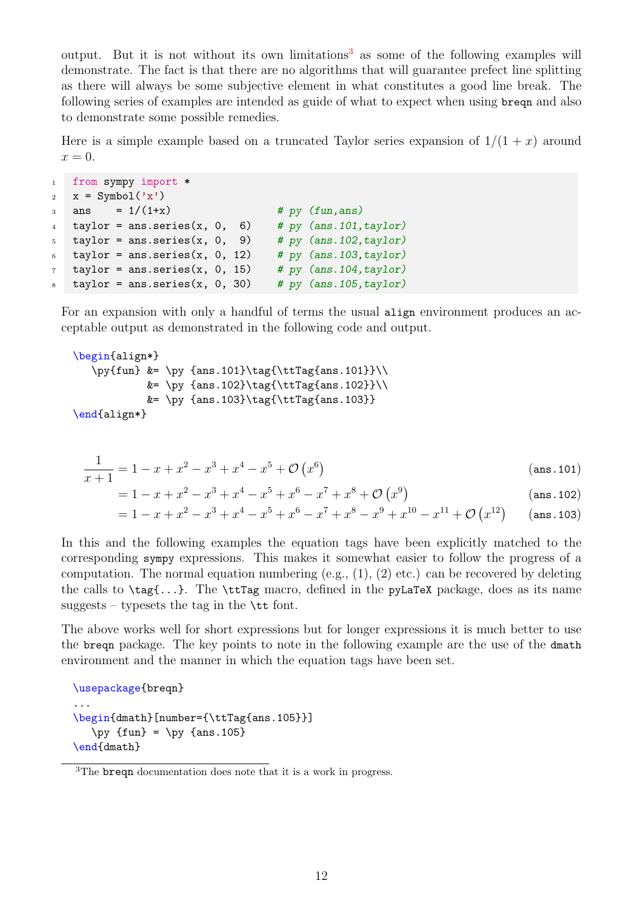output. But it is not without its own limitations[3] as some of the following examples will demonstrate. The fact is that there are no algorithms that will guarantee prefect line splitting as there will always be some subjective element in what constitutes a good line break. The following series of examples are intended as guide of what to expect when using `breqn` and also to demonstrate some possible remedies.

Here is a simple example based on a truncated Taylor series expansion of $1/(1+x)$ around $x=0$.

```python
from sympy import *
x = Symbol('x')
ans    = 1/(1+x)                 # py (fun,ans)
taylor = ans.series(x, 0,  6)    # py (ans.101,taylor)
taylor = ans.series(x, 0,  9)    # py (ans.102,taylor)
taylor = ans.series(x, 0, 12)    # py (ans.103,taylor)
taylor = ans.series(x, 0, 15)    # py (ans.104,taylor)
taylor = ans.series(x, 0, 30)    # py (ans.105,taylor)
```

For an expansion with only a handful of terms the usual `align` environment produces an acceptable output as demonstrated in the following code and output.

```latex
\begin{align*}
   \py{fun} &= \py {ans.101}\tag{\ttTag{ans.101}}\\
            &= \py {ans.102}\tag{\ttTag{ans.102}}\\
            &= \py {ans.103}\tag{\ttTag{ans.103}}
\end{align*}
```

$$\frac{1}{x+1} = 1 - x + x^2 - x^3 + x^4 - x^5 + \mathcal{O}\left(x^6\right) \tag{ans.101}$$

$$= 1 - x + x^2 - x^3 + x^4 - x^5 + x^6 - x^7 + x^8 + \mathcal{O}\left(x^9\right) \tag{ans.102}$$

$$= 1 - x + x^2 - x^3 + x^4 - x^5 + x^6 - x^7 + x^8 - x^9 + x^{10} - x^{11} + \mathcal{O}\left(x^{12}\right) \tag{ans.103}$$

In this and the following examples the equation tags have been explicitly matched to the corresponding `sympy` expressions. This makes it somewhat easier to follow the progress of a computation. The normal equation numbering (e.g., (1), (2) etc.) can be recovered by deleting the calls to `\tag{...}`. The `\ttTag` macro, defined in the `pyLaTeX` package, does as its name suggests – typesets the tag in the `\tt` font.

The above works well for short expressions but for longer expressions it is much better to use the `breqn` package. The key points to note in the following example are the use of the `dmath` environment and the manner in which the equation tags have been set.

```latex
\usepackage{breqn}
...
\begin{dmath}[number={\ttTag{ans.105}}]
   \py {fun} = \py {ans.105}
\end{dmath}
```

[3] The `breqn` documentation does note that it is a work in progress.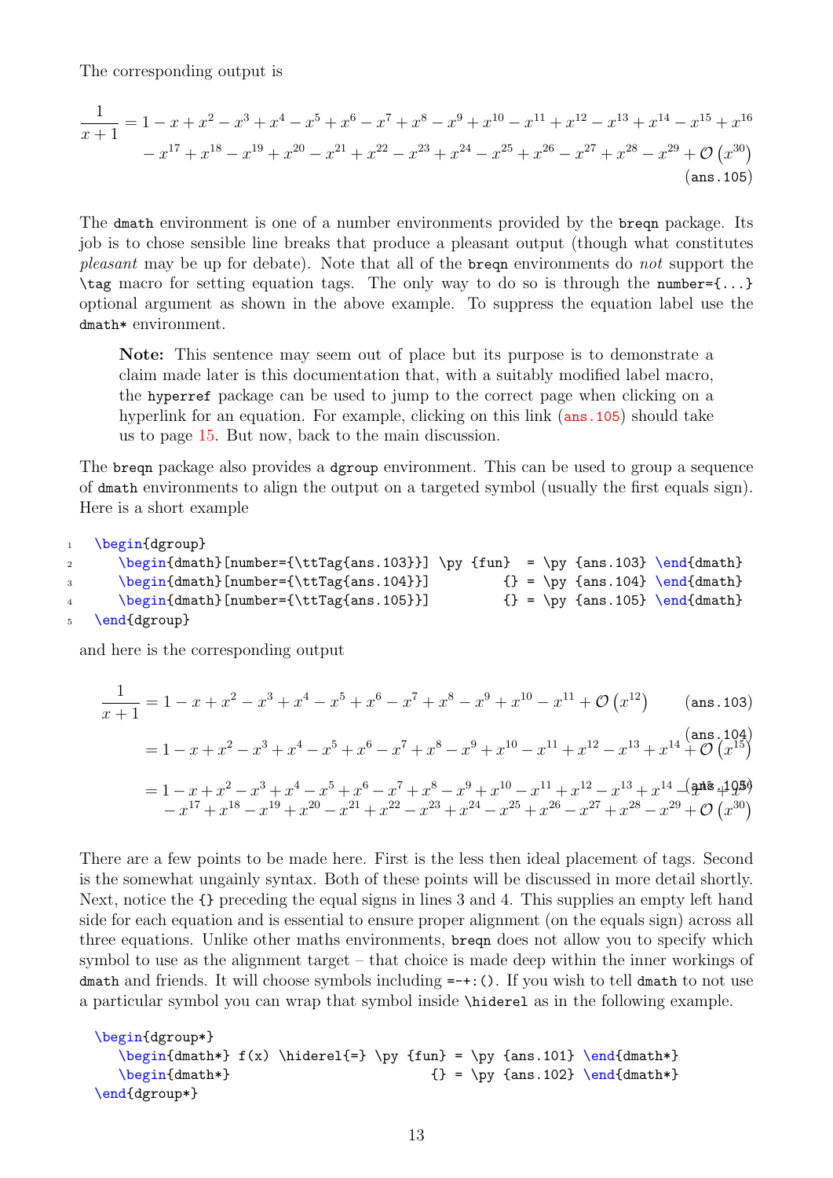The corresponding output is

$$\frac{1}{x+1} = 1 - x + x^{2} - x^{3} + x^{4} - x^{5} + x^{6} - x^{7} + x^{8} - x^{9} + x^{10} - x^{11} + x^{12} - x^{13} + x^{14} - x^{15} + x^{16} - x^{17} + x^{18} - x^{19} + x^{20} - x^{21} + x^{22} - x^{23} + x^{24} - x^{25} + x^{26} - x^{27} + x^{28} - x^{29} + \mathcal{O}\left(x^{30}\right) \tag{ans.105}$$

The `dmath` environment is one of a number environments provided by the `breqn` package. Its job is to chose sensible line breaks that produce a pleasant output (though what constitutes *pleasant* may be up for debate). Note that all of the `breqn` environments do *not* support the `\tag` macro for setting equation tags. The only way to do so is through the `number={...}` optional argument as shown in the above example. To suppress the equation label use the `dmath*` environment.

> **Note:** This sentence may seem out of place but its purpose is to demonstrate a claim made later is this documentation that, with a suitably modified label macro, the `hyperref` package can be used to jump to the correct page when clicking on a hyperlink for an equation. For example, clicking on this link (`ans.105`) should take us to page 15. But now, back to the main discussion.

The `breqn` package also provides a `dgroup` environment. This can be used to group a sequence of `dmath` environments to align the output on a targeted symbol (usually the first equals sign). Here is a short example

```
\begin{dgroup}
   \begin{dmath}[number={\ttTag{ans.103}}] \py {fun}  = \py {ans.103} \end{dmath}
   \begin{dmath}[number={\ttTag{ans.104}}]         {} = \py {ans.104} \end{dmath}
   \begin{dmath}[number={\ttTag{ans.105}}]         {} = \py {ans.105} \end{dmath}
\end{dgroup}
```

and here is the corresponding output

$$\frac{1}{x+1} = 1 - x + x^{2} - x^{3} + x^{4} - x^{5} + x^{6} - x^{7} + x^{8} - x^{9} + x^{10} - x^{11} + \mathcal{O}\left(x^{12}\right) \tag{ans.103}$$

$$= 1 - x + x^{2} - x^{3} + x^{4} - x^{5} + x^{6} - x^{7} + x^{8} - x^{9} + x^{10} - x^{11} + x^{12} - x^{13} + x^{14} + \mathcal{O}\left(x^{15}\right) \tag{ans.104}$$

$$= 1 - x + x^{2} - x^{3} + x^{4} - x^{5} + x^{6} - x^{7} + x^{8} - x^{9} + x^{10} - x^{11} + x^{12} - x^{13} + x^{14} - x^{15} + x^{16} - x^{17} + x^{18} - x^{19} + x^{20} - x^{21} + x^{22} - x^{23} + x^{24} - x^{25} + x^{26} - x^{27} + x^{28} - x^{29} + \mathcal{O}\left(x^{30}\right) \tag{ans.105}$$

There are a few points to be made here. First is the less then ideal placement of tags. Second is the somewhat ungainly syntax. Both of these points will be discussed in more detail shortly. Next, notice the `{}` preceding the equal signs in lines 3 and 4. This supplies an empty left hand side for each equation and is essential to ensure proper alignment (on the equals sign) across all three equations. Unlike other maths environments, `breqn` does not allow you to specify which symbol to use as the alignment target – that choice is made deep within the inner workings of `dmath` and friends. It will choose symbols including `=-+:()`. If you wish to tell `dmath` to not use a particular symbol you can wrap that symbol inside `\hiderel` as in the following example.

```
\begin{dgroup*}
   \begin{dmath*} f(x) \hiderel{=} \py {fun} = \py {ans.101} \end{dmath*}
   \begin{dmath*}                         {} = \py {ans.102} \end{dmath*}
\end{dgroup*}
```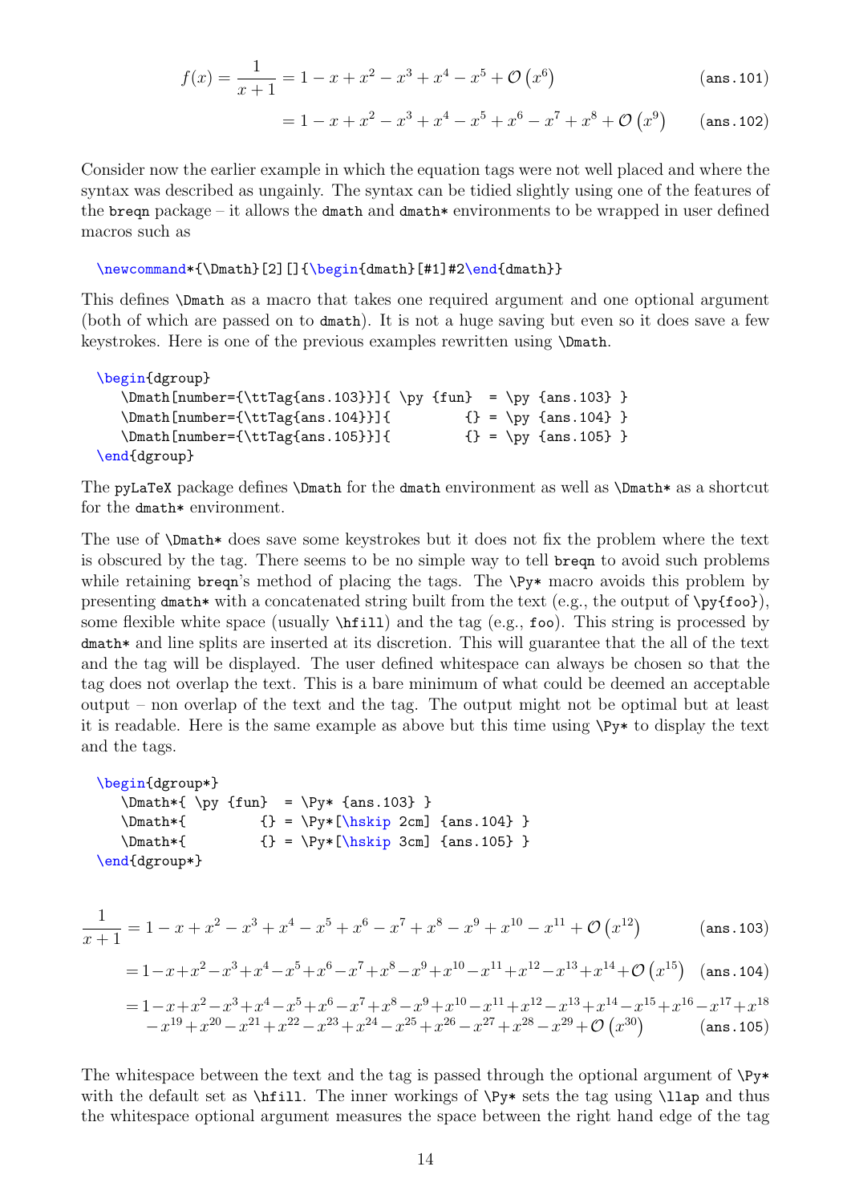$$f(x) = \frac{1}{x+1} = 1 - x + x^2 - x^3 + x^4 - x^5 + \mathcal{O}\left(x^6\right) \qquad \texttt{(ans.101)}$$

$$= 1 - x + x^2 - x^3 + x^4 - x^5 + x^6 - x^7 + x^8 + \mathcal{O}\left(x^9\right) \qquad \texttt{(ans.102)}$$

Consider now the earlier example in which the equation tags were not well placed and where the syntax was described as ungainly. The syntax can be tidied slightly using one of the features of the `breqn` package – it allows the `dmath` and `dmath*` environments to be wrapped in user defined macros such as

```
\newcommand*{\Dmath}[2][]{\begin{dmath}[#1]#2\end{dmath}}
```

This defines `\Dmath` as a macro that takes one required argument and one optional argument (both of which are passed on to `dmath`). It is not a huge saving but even so it does save a few keystrokes. Here is one of the previous examples rewritten using `\Dmath`.

```
\begin{dgroup}
   \Dmath[number={\ttTag{ans.103}}]{ \py {fun}  = \py {ans.103} }
   \Dmath[number={\ttTag{ans.104}}]{         {} = \py {ans.104} }
   \Dmath[number={\ttTag{ans.105}}]{         {} = \py {ans.105} }
\end{dgroup}
```

The `pyLaTeX` package defines `\Dmath` for the `dmath` environment as well as `\Dmath*` as a shortcut for the `dmath*` environment.

The use of `\Dmath*` does save some keystrokes but it does not fix the problem where the text is obscured by the tag. There seems to be no simple way to tell `breqn` to avoid such problems while retaining `breqn`'s method of placing the tags. The `\Py*` macro avoids this problem by presenting `dmath*` with a concatenated string built from the text (e.g., the output of `\py{foo}`), some flexible white space (usually `\hfill`) and the tag (e.g., `foo`). This string is processed by `dmath*` and line splits are inserted at its discretion. This will guarantee that the all of the text and the tag will be displayed. The user defined whitespace can always be chosen so that the tag does not overlap the text. This is a bare minimum of what could be deemed an acceptable output – non overlap of the text and the tag. The output might not be optimal but at least it is readable. Here is the same example as above but this time using `\Py*` to display the text and the tags.

```
\begin{dgroup*}
   \Dmath*{ \py {fun}  = \Py* {ans.103} }
   \Dmath*{         {} = \Py*[\hskip 2cm] {ans.104} }
   \Dmath*{         {} = \Py*[\hskip 3cm] {ans.105} }
\end{dgroup*}
```

$$\frac{1}{x+1} = 1 - x + x^2 - x^3 + x^4 - x^5 + x^6 - x^7 + x^8 - x^9 + x^{10} - x^{11} + \mathcal{O}\left(x^{12}\right) \qquad \texttt{(ans.103)}$$

$$= 1 - x + x^2 - x^3 + x^4 - x^5 + x^6 - x^7 + x^8 - x^9 + x^{10} - x^{11} + x^{12} - x^{13} + x^{14} + \mathcal{O}\left(x^{15}\right) \quad \texttt{(ans.104)}$$

$$= 1 - x + x^2 - x^3 + x^4 - x^5 + x^6 - x^7 + x^8 - x^9 + x^{10} - x^{11} + x^{12} - x^{13} + x^{14} - x^{15} + x^{16} - x^{17} + x^{18} - x^{19} + x^{20} - x^{21} + x^{22} - x^{23} + x^{24} - x^{25} + x^{26} - x^{27} + x^{28} - x^{29} + \mathcal{O}\left(x^{30}\right) \qquad \texttt{(ans.105)}$$

The whitespace between the text and the tag is passed through the optional argument of `\Py*` with the default set as `\hfill`. The inner workings of `\Py*` sets the tag using `\llap` and thus the whitespace optional argument measures the space between the right hand edge of the tag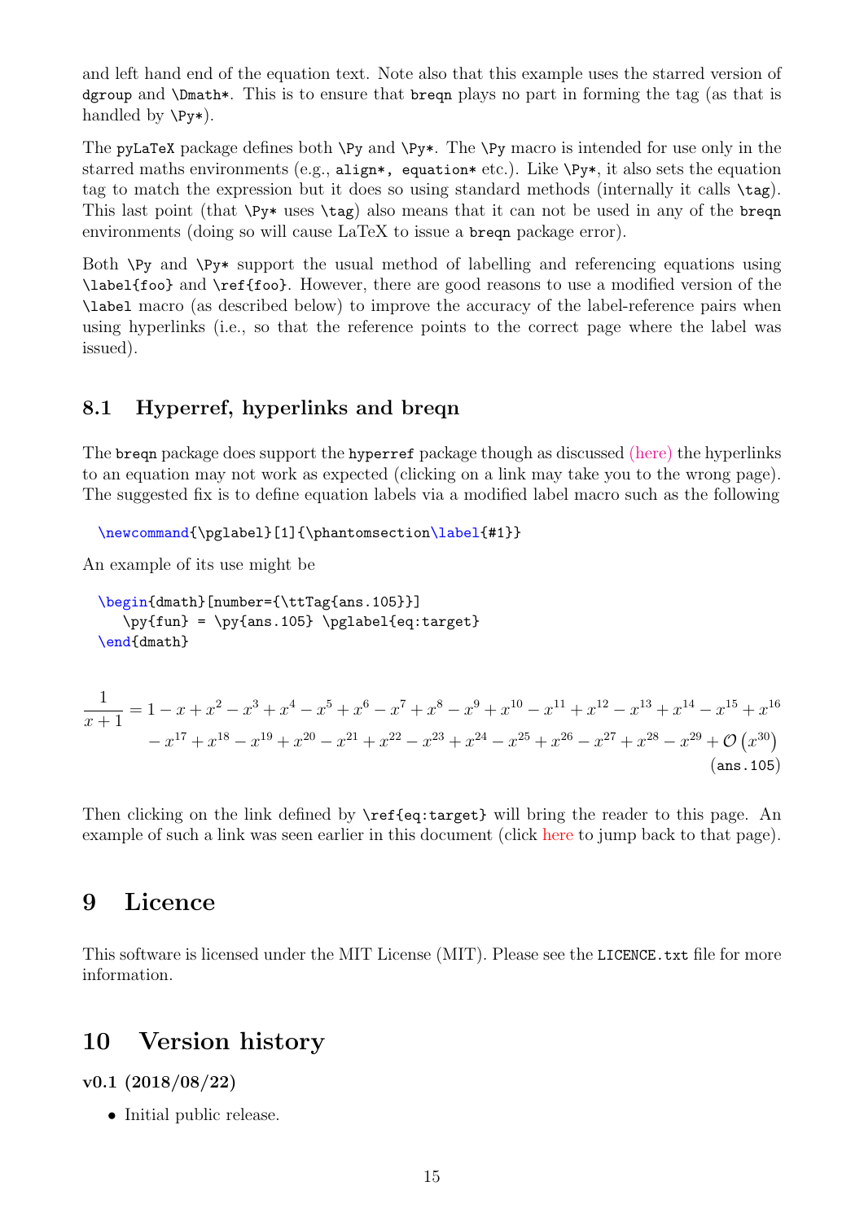and left hand end of the equation text. Note also that this example uses the starred version of `dgroup` and `\Dmath*`. This is to ensure that `breqn` plays no part in forming the tag (as that is handled by `\Py*`).

The `pyLaTeX` package defines both `\Py` and `\Py*`. The `\Py` macro is intended for use only in the starred maths environments (e.g., `align*, equation*` etc.). Like `\Py*`, it also sets the equation tag to match the expression but it does so using standard methods (internally it calls `\tag`). This last point (that `\Py*` uses `\tag`) also means that it can not be used in any of the `breqn` environments (doing so will cause LaTeX to issue a `breqn` package error).

Both `\Py` and `\Py*` support the usual method of labelling and referencing equations using `\label{foo}` and `\ref{foo}`. However, there are good reasons to use a modified version of the `\label` macro (as described below) to improve the accuracy of the label-reference pairs when using hyperlinks (i.e., so that the reference points to the correct page where the label was issued).

## 8.1 Hyperref, hyperlinks and breqn

The `breqn` package does support the `hyperref` package though as discussed (here) the hyperlinks to an equation may not work as expected (clicking on a link may take you to the wrong page). The suggested fix is to define equation labels via a modified label macro such as the following

```
\newcommand{\pglabel}[1]{\phantomsection\label{#1}}
```

An example of its use might be

```
\begin{dmath}[number={\ttTag{ans.105}}]
   \py{fun} = \py{ans.105} \pglabel{eq:target}
\end{dmath}
```

$$\frac{1}{x+1} = 1 - x + x^2 - x^3 + x^4 - x^5 + x^6 - x^7 + x^8 - x^9 + x^{10} - x^{11} + x^{12} - x^{13} + x^{14} - x^{15} + x^{16} - x^{17} + x^{18} - x^{19} + x^{20} - x^{21} + x^{22} - x^{23} + x^{24} - x^{25} + x^{26} - x^{27} + x^{28} - x^{29} + \mathcal{O}\left(x^{30}\right) \tag{ans.105}$$

Then clicking on the link defined by `\ref{eq:target}` will bring the reader to this page. An example of such a link was seen earlier in this document (click here to jump back to that page).

# 9 Licence

This software is licensed under the MIT License (MIT). Please see the `LICENCE.txt` file for more information.

# 10 Version history

### v0.1 (2018/08/22)

- Initial public release.